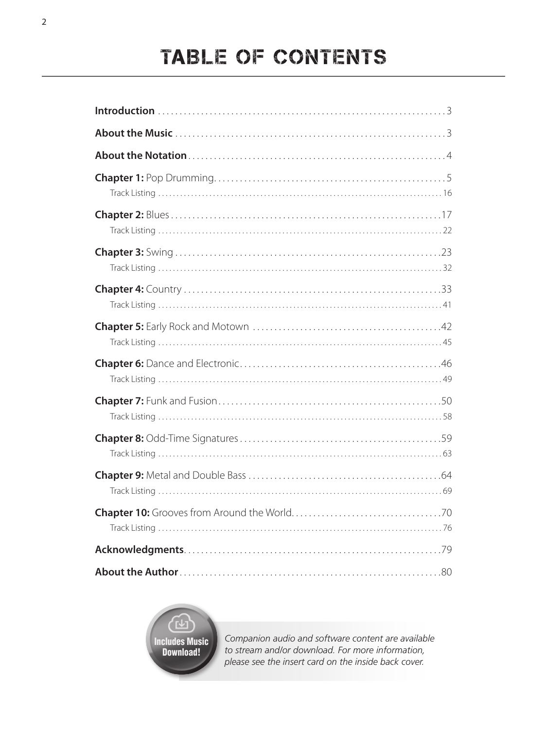# TABLE OF CONTENTS

**Introduction** . . . . . . . . . . . . . . . . . . . . . . . . . . . . . . . . . . . . . . . . . . . . . . . . . . . . . . . . . . . . . . 3

**About the Music** . . . . . . . . . . . . . . . . . . . . . . . . . . . . . . . . . . . . . . . . . . . . . . . . . . . . . . . . . . . . 3

**About the Notation** . . . . . . . . . . . . . . . . . . . . . . . . . . . . . . . . . . . . . . . . . . . . . . . . . . . . . . . . . 4

**Chapter 1:** Pop Drumming. . . . . . . . . . . . . . . . . . . . . . . . . . . . . . . . . . . . . . . . . . . . . . . . . . . . 5
Track Listing . . . . . . . . . . . . . . . . . . . . . . . . . . . . . . . . . . . . . . . . . . . . . . . . . . . . . . . . . . . . . . . . 16

**Chapter 2:** Blues . . . . . . . . . . . . . . . . . . . . . . . . . . . . . . . . . . . . . . . . . . . . . . . . . . . . . . . . . . . . 17
Track Listing . . . . . . . . . . . . . . . . . . . . . . . . . . . . . . . . . . . . . . . . . . . . . . . . . . . . . . . . . . . . . . . . 22

**Chapter 3:** Swing . . . . . . . . . . . . . . . . . . . . . . . . . . . . . . . . . . . . . . . . . . . . . . . . . . . . . . . . . . . 23
Track Listing . . . . . . . . . . . . . . . . . . . . . . . . . . . . . . . . . . . . . . . . . . . . . . . . . . . . . . . . . . . . . . . . 32

**Chapter 4:** Country . . . . . . . . . . . . . . . . . . . . . . . . . . . . . . . . . . . . . . . . . . . . . . . . . . . . . . . . . 33
Track Listing . . . . . . . . . . . . . . . . . . . . . . . . . . . . . . . . . . . . . . . . . . . . . . . . . . . . . . . . . . . . . . . . 41

**Chapter 5:** Early Rock and Motown . . . . . . . . . . . . . . . . . . . . . . . . . . . . . . . . . . . . . . . . . . . 42
Track Listing . . . . . . . . . . . . . . . . . . . . . . . . . . . . . . . . . . . . . . . . . . . . . . . . . . . . . . . . . . . . . . . . 45

**Chapter 6:** Dance and Electronic. . . . . . . . . . . . . . . . . . . . . . . . . . . . . . . . . . . . . . . . . . . . . . 46
Track Listing . . . . . . . . . . . . . . . . . . . . . . . . . . . . . . . . . . . . . . . . . . . . . . . . . . . . . . . . . . . . . . . . 49

**Chapter 7:** Funk and Fusion . . . . . . . . . . . . . . . . . . . . . . . . . . . . . . . . . . . . . . . . . . . . . . . . . . 50
Track Listing . . . . . . . . . . . . . . . . . . . . . . . . . . . . . . . . . . . . . . . . . . . . . . . . . . . . . . . . . . . . . . . . 58

**Chapter 8:** Odd-Time Signatures . . . . . . . . . . . . . . . . . . . . . . . . . . . . . . . . . . . . . . . . . . . . . 59
Track Listing . . . . . . . . . . . . . . . . . . . . . . . . . . . . . . . . . . . . . . . . . . . . . . . . . . . . . . . . . . . . . . . . 63

**Chapter 9:** Metal and Double Bass . . . . . . . . . . . . . . . . . . . . . . . . . . . . . . . . . . . . . . . . . . . . 64
Track Listing . . . . . . . . . . . . . . . . . . . . . . . . . . . . . . . . . . . . . . . . . . . . . . . . . . . . . . . . . . . . . . . . 69

**Chapter 10:** Grooves from Around the World. . . . . . . . . . . . . . . . . . . . . . . . . . . . . . . . . . . 70
Track Listing . . . . . . . . . . . . . . . . . . . . . . . . . . . . . . . . . . . . . . . . . . . . . . . . . . . . . . . . . . . . . . . . 76

**Acknowledgments**. . . . . . . . . . . . . . . . . . . . . . . . . . . . . . . . . . . . . . . . . . . . . . . . . . . . . . . . . . 79

**About the Author** . . . . . . . . . . . . . . . . . . . . . . . . . . . . . . . . . . . . . . . . . . . . . . . . . . . . . . . . . . 80

**Includes Music Download!**

*Companion audio and software content are available to stream and/or download. For more information, please see the insert card on the inside back cover.*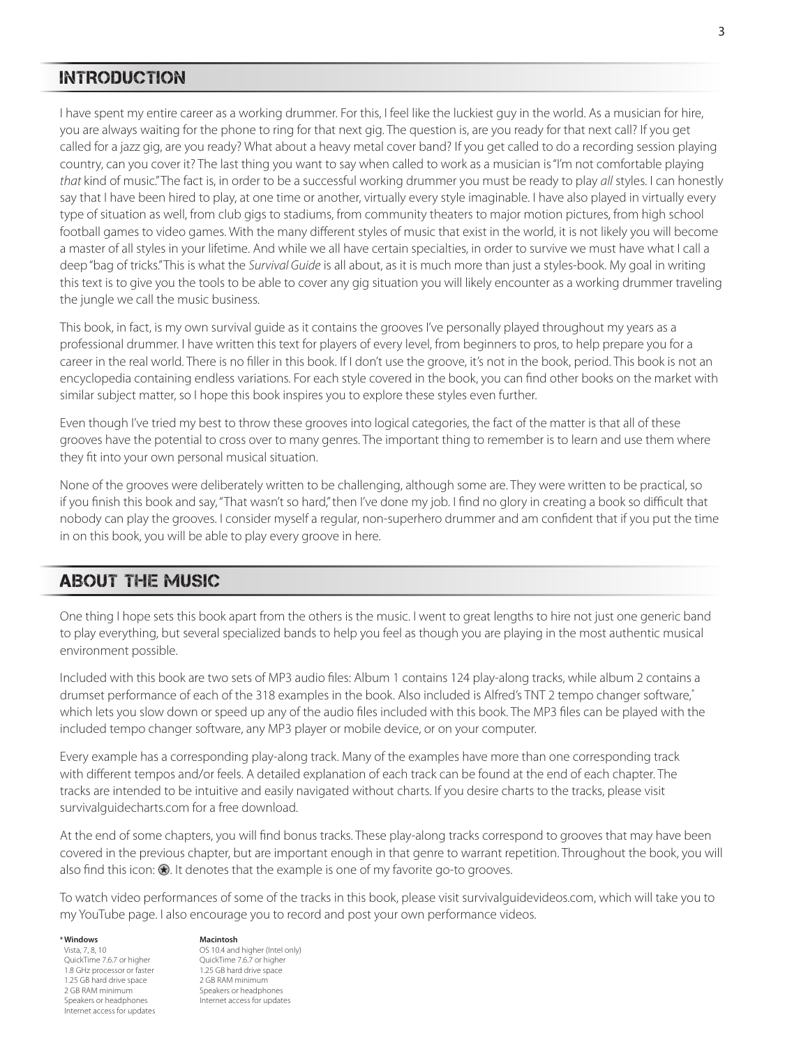## INTRODUCTION

I have spent my entire career as a working drummer. For this, I feel like the luckiest guy in the world. As a musician for hire, you are always waiting for the phone to ring for that next gig. The question is, are you ready for that next call? If you get called for a jazz gig, are you ready? What about a heavy metal cover band? If you get called to do a recording session playing country, can you cover it? The last thing you want to say when called to work as a musician is "I'm not comfortable playing *that* kind of music." The fact is, in order to be a successful working drummer you must be ready to play *all* styles. I can honestly say that I have been hired to play, at one time or another, virtually every style imaginable. I have also played in virtually every type of situation as well, from club gigs to stadiums, from community theaters to major motion pictures, from high school football games to video games. With the many different styles of music that exist in the world, it is not likely you will become a master of all styles in your lifetime. And while we all have certain specialties, in order to survive we must have what I call a deep "bag of tricks." This is what the *Survival Guide* is all about, as it is much more than just a styles-book. My goal in writing this text is to give you the tools to be able to cover any gig situation you will likely encounter as a working drummer traveling the jungle we call the music business.

This book, in fact, is my own survival guide as it contains the grooves I've personally played throughout my years as a professional drummer. I have written this text for players of every level, from beginners to pros, to help prepare you for a career in the real world. There is no filler in this book. If I don't use the groove, it's not in the book, period. This book is not an encyclopedia containing endless variations. For each style covered in the book, you can find other books on the market with similar subject matter, so I hope this book inspires you to explore these styles even further.

Even though I've tried my best to throw these grooves into logical categories, the fact of the matter is that all of these grooves have the potential to cross over to many genres. The important thing to remember is to learn and use them where they fit into your own personal musical situation.

None of the grooves were deliberately written to be challenging, although some are. They were written to be practical, so if you finish this book and say, "That wasn't so hard," then I've done my job. I find no glory in creating a book so difficult that nobody can play the grooves. I consider myself a regular, non-superhero drummer and am confident that if you put the time in on this book, you will be able to play every groove in here.

## ABOUT THE MUSIC

One thing I hope sets this book apart from the others is the music. I went to great lengths to hire not just one generic band to play everything, but several specialized bands to help you feel as though you are playing in the most authentic musical environment possible.

Included with this book are two sets of MP3 audio files: Album 1 contains 124 play-along tracks, while album 2 contains a drumset performance of each of the 318 examples in the book. Also included is Alfred's TNT 2 tempo changer software,* which lets you slow down or speed up any of the audio files included with this book. The MP3 files can be played with the included tempo changer software, any MP3 player or mobile device, or on your computer.

Every example has a corresponding play-along track. Many of the examples have more than one corresponding track with different tempos and/or feels. A detailed explanation of each track can be found at the end of each chapter. The tracks are intended to be intuitive and easily navigated without charts. If you desire charts to the tracks, please visit survivalguidecharts.com for a free download.

At the end of some chapters, you will find bonus tracks. These play-along tracks correspond to grooves that may have been covered in the previous chapter, but are important enough in that genre to warrant repetition. Throughout the book, you will also find this icon: ★. It denotes that the example is one of my favorite go-to grooves.

To watch video performances of some of the tracks in this book, please visit survivalguidevideos.com, which will take you to my YouTube page. I also encourage you to record and post your own performance videos.

**\* Windows**
Vista, 7, 8, 10
QuickTime 7.6.7 or higher
1.8 GHz processor or faster
1.25 GB hard drive space
2 GB RAM minimum
Speakers or headphones
Internet access for updates

**Macintosh**
OS 10.4 and higher (Intel only)
QuickTime 7.6.7 or higher
1.25 GB hard drive space
2 GB RAM minimum
Speakers or headphones
Internet access for updates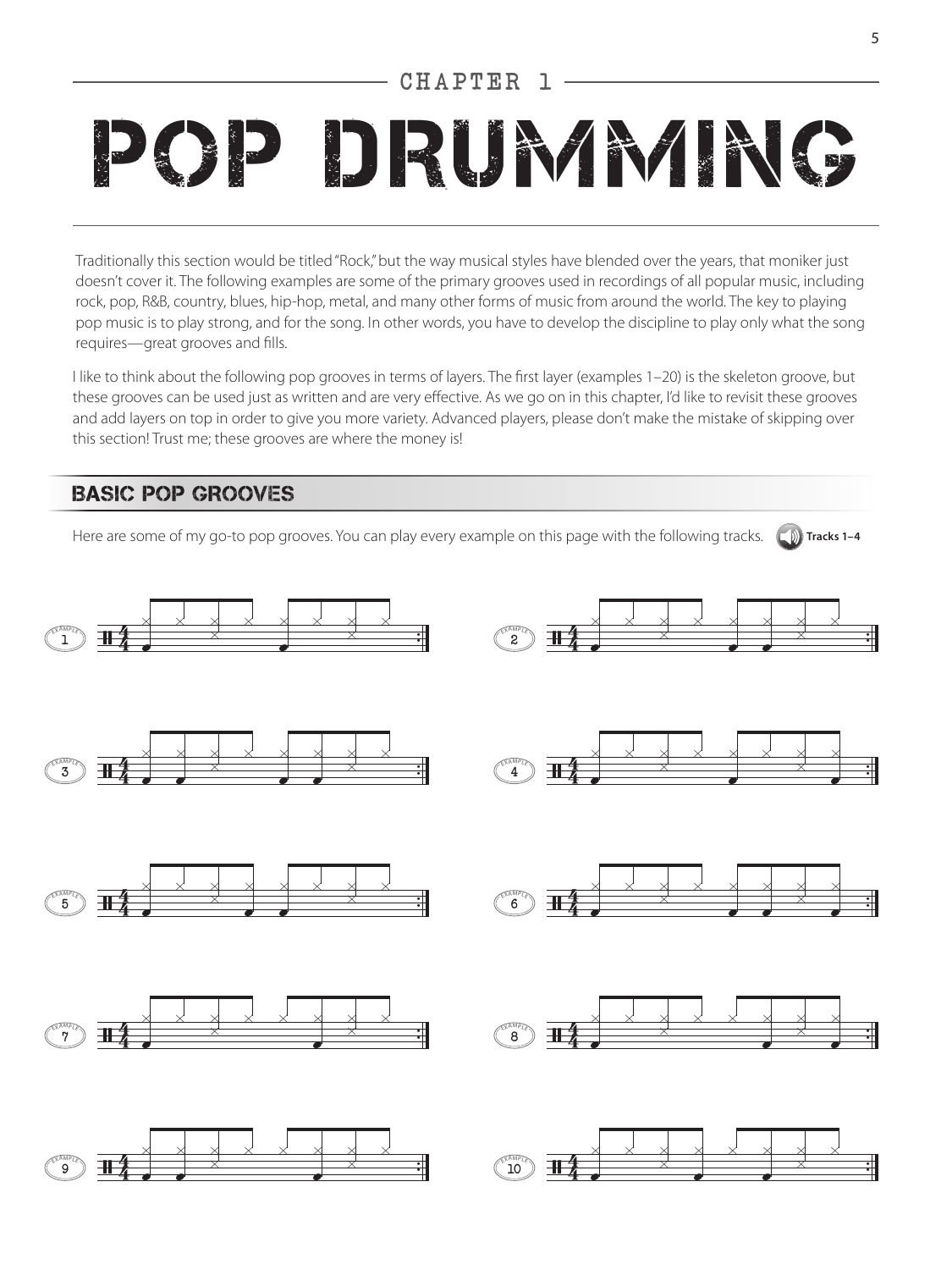## CHAPTER 1

# POP DRUMMING

Traditionally this section would be titled "Rock," but the way musical styles have blended over the years, that moniker just doesn't cover it. The following examples are some of the primary grooves used in recordings of all popular music, including rock, pop, R&B, country, blues, hip-hop, metal, and many other forms of music from around the world. The key to playing pop music is to play strong, and for the song. In other words, you have to develop the discipline to play only what the song requires—great grooves and fills.

I like to think about the following pop grooves in terms of layers. The first layer (examples 1–20) is the skeleton groove, but these grooves can be used just as written and are very effective. As we go on in this chapter, I'd like to revisit these grooves and add layers on top in order to give you more variety. Advanced players, please don't make the mistake of skipping over this section! Trust me; these grooves are where the money is!

## BASIC POP GROOVES

Here are some of my go-to pop grooves. You can play every example on this page with the following tracks. **Tracks 1–4**

EXAMPLE 1

EXAMPLE 2

EXAMPLE 3

EXAMPLE 4

EXAMPLE 5

EXAMPLE 6

EXAMPLE 7

EXAMPLE 8

EXAMPLE 9

EXAMPLE 10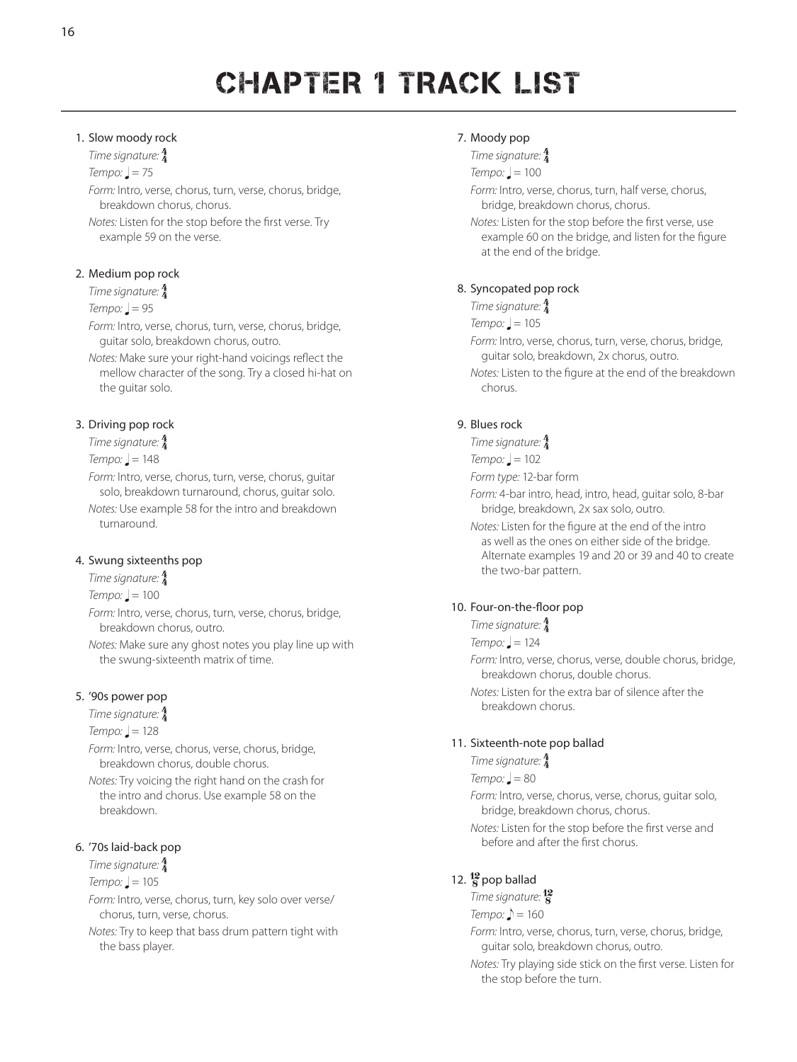# CHAPTER 1 TRACK LIST

1. Slow moody rock
   *Time signature:* $\frac{4}{4}$
   *Tempo:* ♩ = 75
   *Form:* Intro, verse, chorus, turn, verse, chorus, bridge, breakdown chorus, chorus.
   *Notes:* Listen for the stop before the first verse. Try example 59 on the verse.

2. Medium pop rock
   *Time signature:* $\frac{4}{4}$
   *Tempo:* ♩ = 95
   *Form:* Intro, verse, chorus, turn, verse, chorus, bridge, guitar solo, breakdown chorus, outro.
   *Notes:* Make sure your right-hand voicings reflect the mellow character of the song. Try a closed hi-hat on the guitar solo.

3. Driving pop rock
   *Time signature:* $\frac{4}{4}$
   *Tempo:* ♩ = 148
   *Form:* Intro, verse, chorus, turn, verse, chorus, guitar solo, breakdown turnaround, chorus, guitar solo.
   *Notes:* Use example 58 for the intro and breakdown turnaround.

4. Swung sixteenths pop
   *Time signature:* $\frac{4}{4}$
   *Tempo:* ♩ = 100
   *Form:* Intro, verse, chorus, turn, verse, chorus, bridge, breakdown chorus, outro.
   *Notes:* Make sure any ghost notes you play line up with the swung-sixteenth matrix of time.

5. '90s power pop
   *Time signature:* $\frac{4}{4}$
   *Tempo:* ♩ = 128
   *Form:* Intro, verse, chorus, verse, chorus, bridge, breakdown chorus, double chorus.
   *Notes:* Try voicing the right hand on the crash for the intro and chorus. Use example 58 on the breakdown.

6. '70s laid-back pop
   *Time signature:* $\frac{4}{4}$
   *Tempo:* ♩ = 105
   *Form:* Intro, verse, chorus, turn, key solo over verse/chorus, turn, verse, chorus.
   *Notes:* Try to keep that bass drum pattern tight with the bass player.

7. Moody pop
   *Time signature:* $\frac{4}{4}$
   *Tempo:* ♩ = 100
   *Form:* Intro, verse, chorus, turn, half verse, chorus, bridge, breakdown chorus, chorus.
   *Notes:* Listen for the stop before the first verse, use example 60 on the bridge, and listen for the figure at the end of the bridge.

8. Syncopated pop rock
   *Time signature:* $\frac{4}{4}$
   *Tempo:* ♩ = 105
   *Form:* Intro, verse, chorus, turn, verse, chorus, bridge, guitar solo, breakdown, 2x chorus, outro.
   *Notes:* Listen to the figure at the end of the breakdown chorus.

9. Blues rock
   *Time signature:* $\frac{4}{4}$
   *Tempo:* ♩ = 102
   *Form type:* 12-bar form
   *Form:* 4-bar intro, head, intro, head, guitar solo, 8-bar bridge, breakdown, 2x sax solo, outro.
   *Notes:* Listen for the figure at the end of the intro as well as the ones on either side of the bridge. Alternate examples 19 and 20 or 39 and 40 to create the two-bar pattern.

10. Four-on-the-floor pop
    *Time signature:* $\frac{4}{4}$
    *Tempo:* ♩ = 124
    *Form:* Intro, verse, chorus, verse, double chorus, bridge, breakdown chorus, double chorus.
    *Notes:* Listen for the extra bar of silence after the breakdown chorus.

11. Sixteenth-note pop ballad
    *Time signature:* $\frac{4}{4}$
    *Tempo:* ♩ = 80
    *Form:* Intro, verse, chorus, verse, chorus, guitar solo, bridge, breakdown chorus, chorus.
    *Notes:* Listen for the stop before the first verse and before and after the first chorus.

12. $\frac{12}{8}$ pop ballad
    *Time signature:* $\frac{12}{8}$
    *Tempo:* ♪ = 160
    *Form:* Intro, verse, chorus, turn, verse, chorus, bridge, guitar solo, breakdown chorus, outro.
    *Notes:* Try playing side stick on the first verse. Listen for the stop before the turn.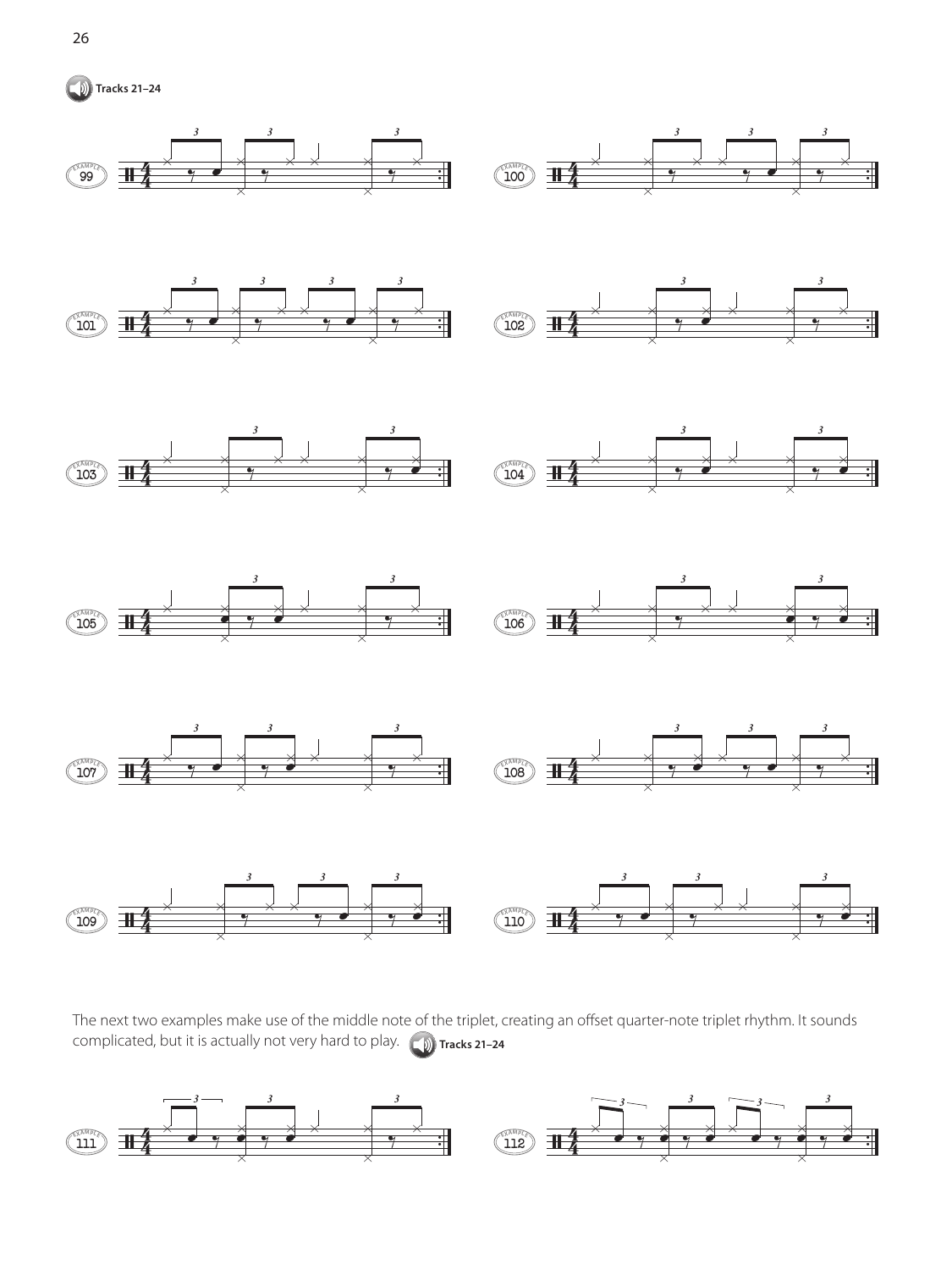Tracks 21–24

EXAMPLE 99

EXAMPLE 100

EXAMPLE 101

EXAMPLE 102

EXAMPLE 103

EXAMPLE 104

EXAMPLE 105

EXAMPLE 106

EXAMPLE 107

EXAMPLE 108

EXAMPLE 109

EXAMPLE 110

The next two examples make use of the middle note of the triplet, creating an offset quarter-note triplet rhythm. It sounds complicated, but it is actually not very hard to play. Tracks 21–24

EXAMPLE 111

EXAMPLE 112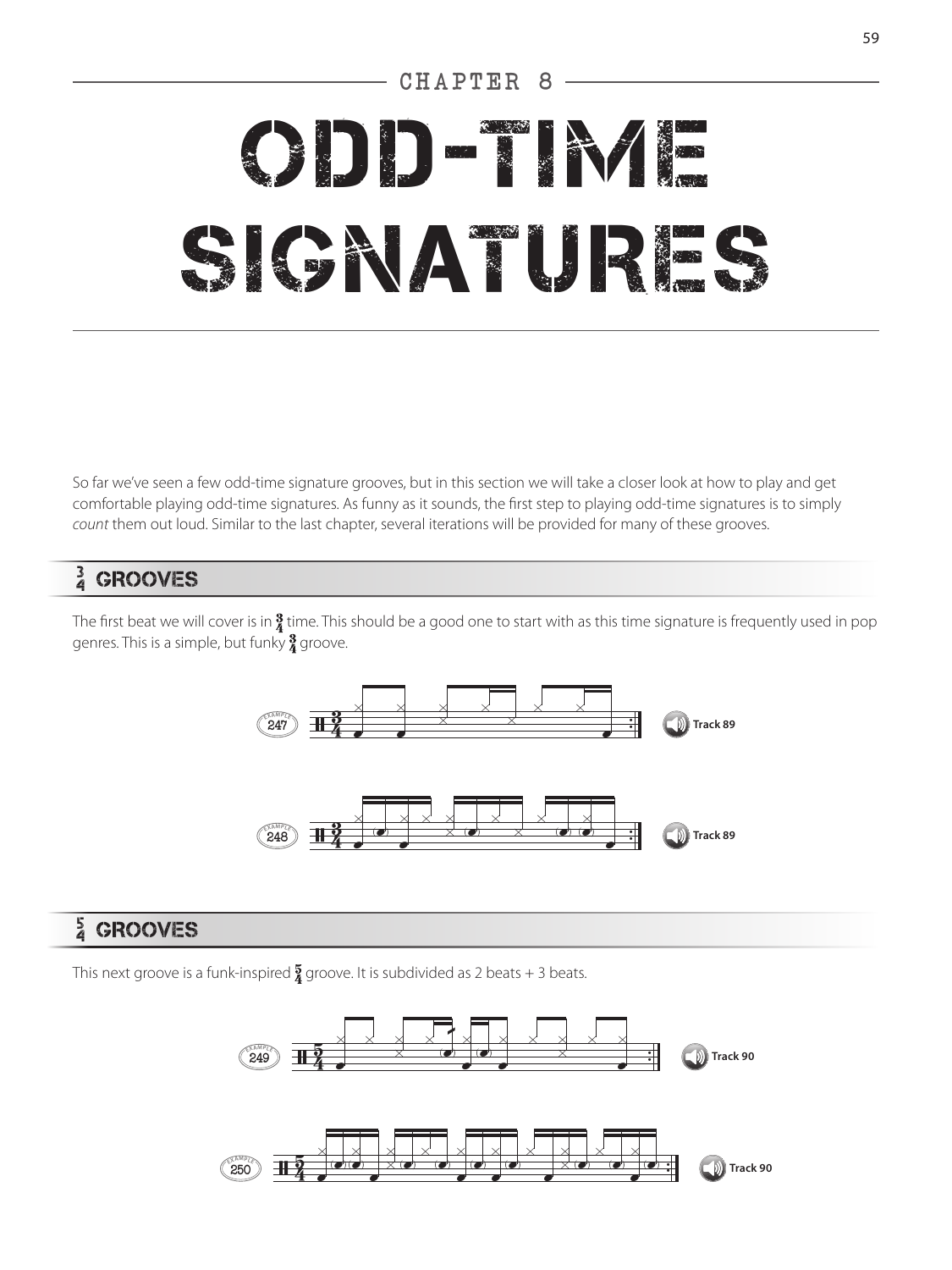## CHAPTER 8

# ODD-TIME SIGNATURES

So far we've seen a few odd-time signature grooves, but in this section we will take a closer look at how to play and get comfortable playing odd-time signatures. As funny as it sounds, the first step to playing odd-time signatures is to simply *count* them out loud. Similar to the last chapter, several iterations will be provided for many of these grooves.

### 3/4 GROOVES

The first beat we will cover is in 3/4 time. This should be a good one to start with as this time signature is frequently used in pop genres. This is a simple, but funky 3/4 groove.

EXAMPLE 247 — Track 89

EXAMPLE 248 — Track 89

### 5/4 GROOVES

This next groove is a funk-inspired 5/4 groove. It is subdivided as 2 beats + 3 beats.

EXAMPLE 249 — Track 90

EXAMPLE 250 — Track 90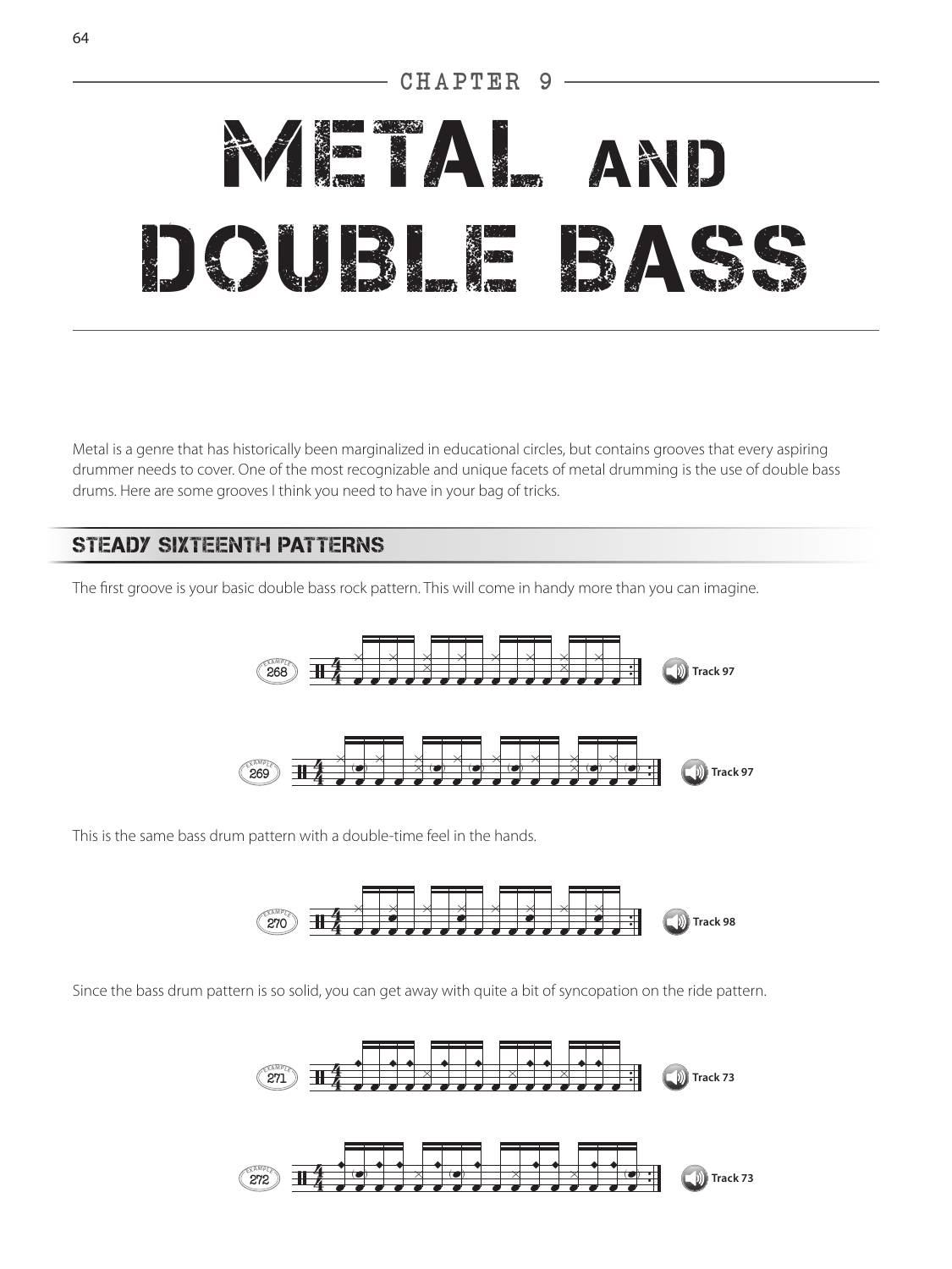CHAPTER 9

# METAL AND DOUBLE BASS

Metal is a genre that has historically been marginalized in educational circles, but contains grooves that every aspiring drummer needs to cover. One of the most recognizable and unique facets of metal drumming is the use of double bass drums. Here are some grooves I think you need to have in your bag of tricks.

## STEADY SIXTEENTH PATTERNS

The first groove is your basic double bass rock pattern. This will come in handy more than you can imagine.

EXAMPLE 268 — Track 97

EXAMPLE 269 — Track 97

This is the same bass drum pattern with a double-time feel in the hands.

EXAMPLE 270 — Track 98

Since the bass drum pattern is so solid, you can get away with quite a bit of syncopation on the ride pattern.

EXAMPLE 271 — Track 73

EXAMPLE 272 — Track 73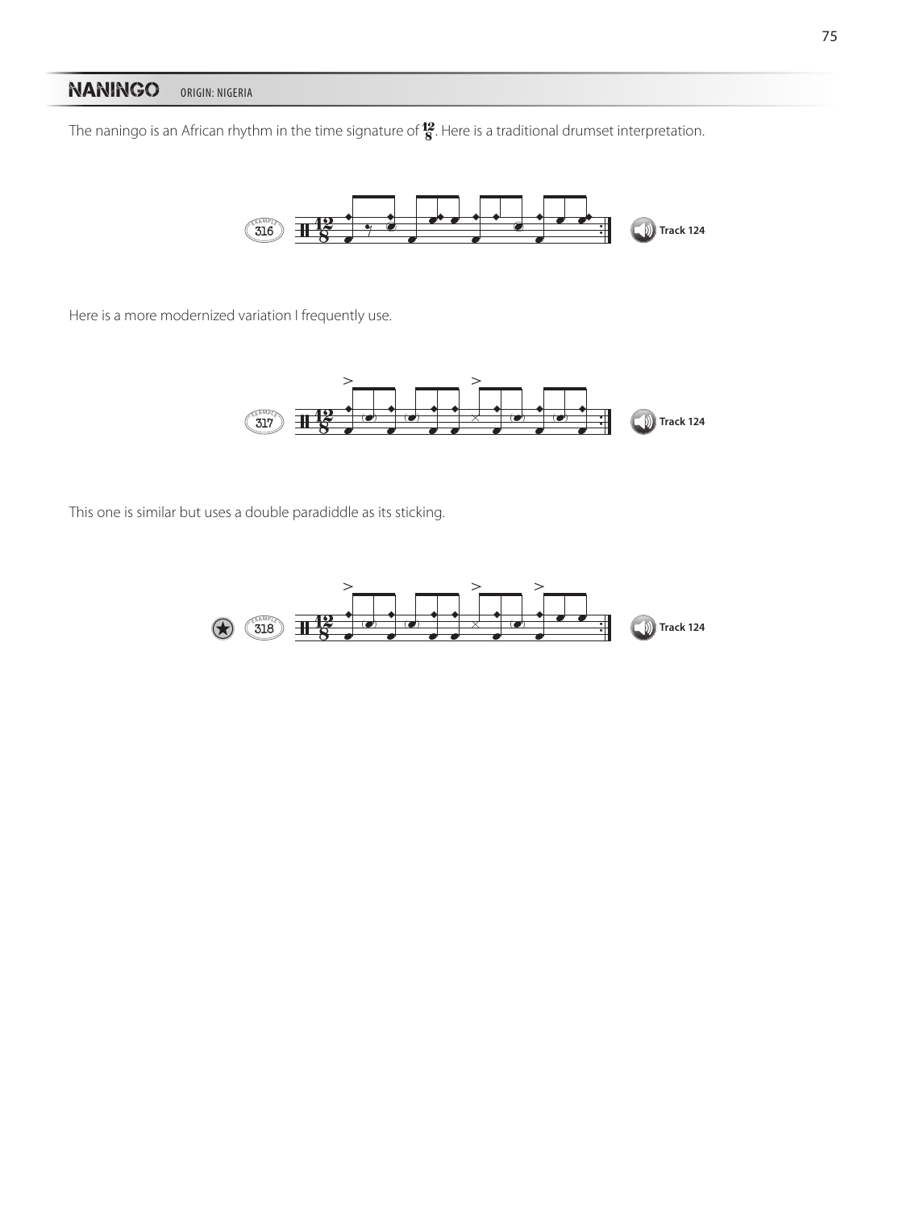## NANINGO ORIGIN: NIGERIA

The naningo is an African rhythm in the time signature of $\frac{12}{8}$. Here is a traditional drumset interpretation.

EXAMPLE 316 — Track 124

Here is a more modernized variation I frequently use.

EXAMPLE 317 — Track 124

This one is similar but uses a double paradiddle as its sticking.

EXAMPLE 318 — Track 124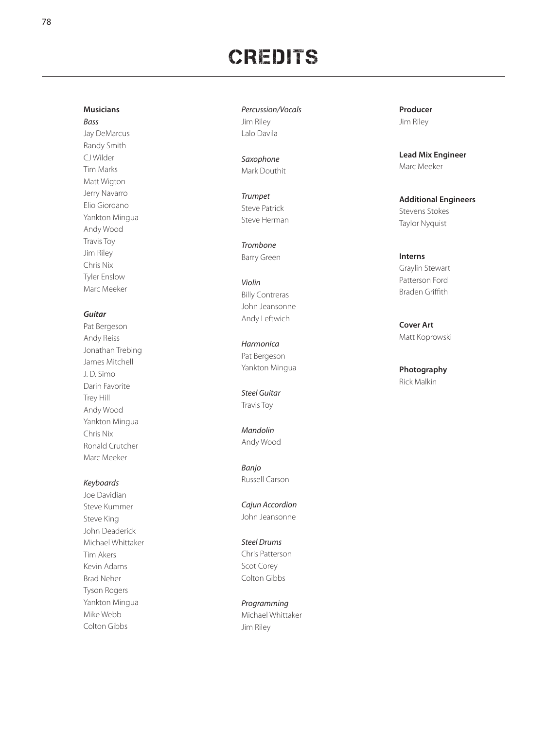# CREDITS

**Musicians**

*Bass*
Jay DeMarcus
Randy Smith
CJ Wilder
Tim Marks
Matt Wigton
Jerry Navarro
Elio Giordano
Yankton Mingua
Andy Wood
Travis Toy
Jim Riley
Chris Nix
Tyler Enslow
Marc Meeker

***Guitar***
Pat Bergeson
Andy Reiss
Jonathan Trebing
James Mitchell
J. D. Simo
Darin Favorite
Trey Hill
Andy Wood
Yankton Mingua
Chris Nix
Ronald Crutcher
Marc Meeker

*Keyboards*
Joe Davidian
Steve Kummer
Steve King
John Deaderick
Michael Whittaker
Tim Akers
Kevin Adams
Brad Neher
Tyson Rogers
Yankton Mingua
Mike Webb
Colton Gibbs

*Percussion/Vocals*
Jim Riley
Lalo Davila

*Saxophone*
Mark Douthit

*Trumpet*
Steve Patrick
Steve Herman

*Trombone*
Barry Green

*Violin*
Billy Contreras
John Jeansonne
Andy Leftwich

*Harmonica*
Pat Bergeson
Yankton Mingua

*Steel Guitar*
Travis Toy

*Mandolin*
Andy Wood

*Banjo*
Russell Carson

*Cajun Accordion*
John Jeansonne

*Steel Drums*
Chris Patterson
Scot Corey
Colton Gibbs

*Programming*
Michael Whittaker
Jim Riley

**Producer**
Jim Riley

**Lead Mix Engineer**
Marc Meeker

**Additional Engineers**
Stevens Stokes
Taylor Nyquist

**Interns**
Graylin Stewart
Patterson Ford
Braden Griffith

**Cover Art**
Matt Koprowski

**Photography**
Rick Malkin